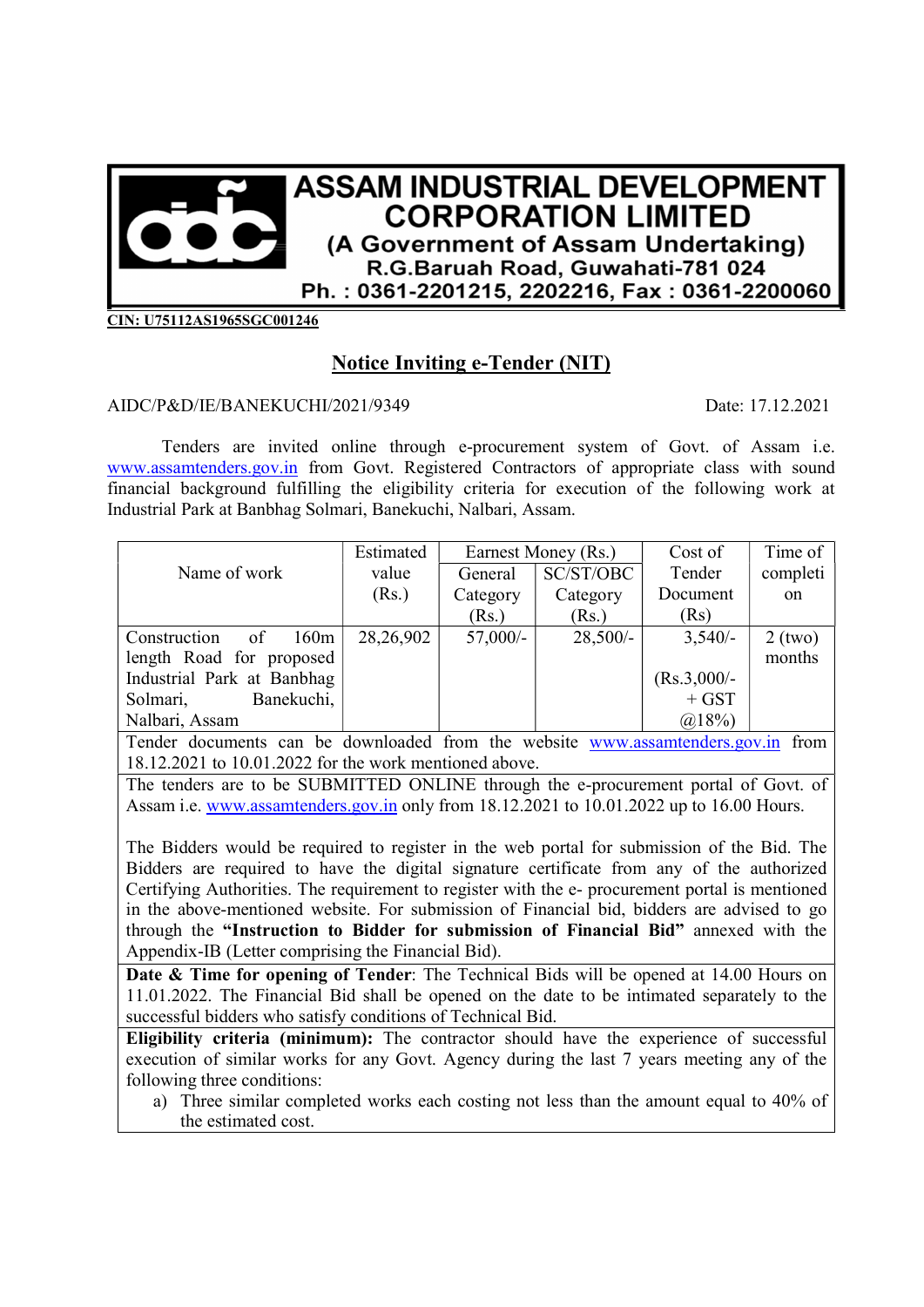# ASSAM INDUSTRIAL DEVELOPMENT CORPORATION LIMITED

**(A Government of Assam Undertaking)**
**R.G.Baruah Road, Guwahati-781 024**
**Ph. : 0361-2201215, 2202216, Fax : 0361-2200060**

**CIN: U75112AS1965SGC001246**

## Notice Inviting e-Tender (NIT)

AIDC/P&D/IE/BANEKUCHI/2021/9349 Date: 17.12.2021

Tenders are invited online through e-procurement system of Govt. of Assam i.e. www.assamtenders.gov.in from Govt. Registered Contractors of appropriate class with sound financial background fulfilling the eligibility criteria for execution of the following work at Industrial Park at Banbhag Solmari, Banekuchi, Nalbari, Assam.

| Name of work | Estimated value (Rs.) | Earnest Money (Rs.) | | Cost of Tender Document (Rs) | Time of completion |
|---|---|---|---|---|---|
| | | General Category (Rs.) | SC/ST/OBC Category (Rs.) | | |
| Construction of 160m length Road for proposed Industrial Park at Banbhag Solmari, Banekuchi, Nalbari, Assam | 28,26,902 | 57,000/- | 28,500/- | 3,540/- (Rs.3,000/- + GST @18%) | 2 (two) months |

Tender documents can be downloaded from the website www.assamtenders.gov.in from 18.12.2021 to 10.01.2022 for the work mentioned above.

The tenders are to be SUBMITTED ONLINE through the e-procurement portal of Govt. of Assam i.e. www.assamtenders.gov.in only from 18.12.2021 to 10.01.2022 up to 16.00 Hours.

The Bidders would be required to register in the web portal for submission of the Bid. The Bidders are required to have the digital signature certificate from any of the authorized Certifying Authorities. The requirement to register with the e- procurement portal is mentioned in the above-mentioned website. For submission of Financial bid, bidders are advised to go through the **"Instruction to Bidder for submission of Financial Bid"** annexed with the Appendix-IB (Letter comprising the Financial Bid).

**Date & Time for opening of Tender**: The Technical Bids will be opened at 14.00 Hours on 11.01.2022. The Financial Bid shall be opened on the date to be intimated separately to the successful bidders who satisfy conditions of Technical Bid.

**Eligibility criteria (minimum):** The contractor should have the experience of successful execution of similar works for any Govt. Agency during the last 7 years meeting any of the following three conditions:

a) Three similar completed works each costing not less than the amount equal to 40% of the estimated cost.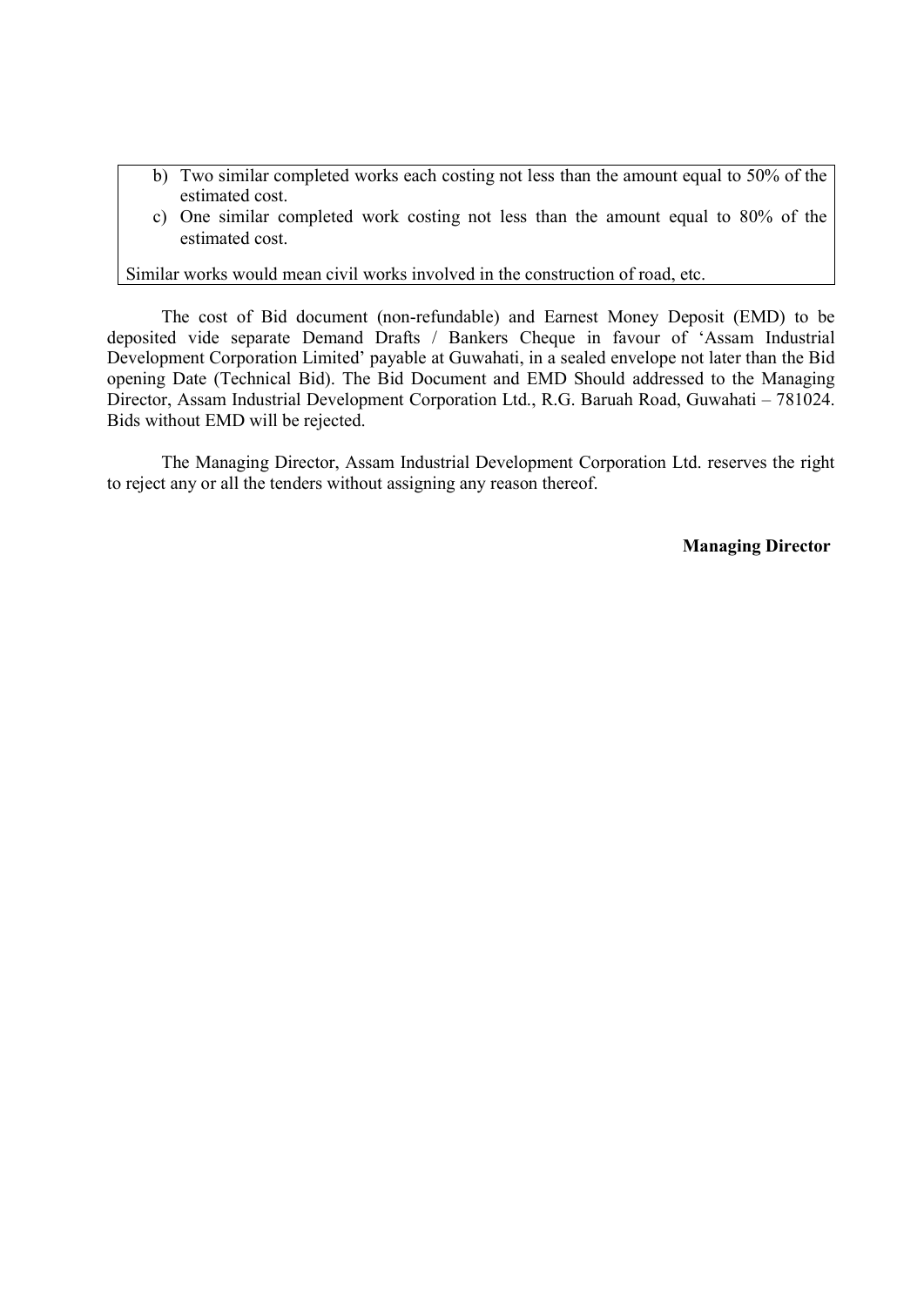b) Two similar completed works each costing not less than the amount equal to 50% of the estimated cost.
c) One similar completed work costing not less than the amount equal to 80% of the estimated cost.

Similar works would mean civil works involved in the construction of road, etc.

The cost of Bid document (non-refundable) and Earnest Money Deposit (EMD) to be deposited vide separate Demand Drafts / Bankers Cheque in favour of 'Assam Industrial Development Corporation Limited' payable at Guwahati, in a sealed envelope not later than the Bid opening Date (Technical Bid). The Bid Document and EMD Should addressed to the Managing Director, Assam Industrial Development Corporation Ltd., R.G. Baruah Road, Guwahati – 781024. Bids without EMD will be rejected.

The Managing Director, Assam Industrial Development Corporation Ltd. reserves the right to reject any or all the tenders without assigning any reason thereof.

**Managing Director**